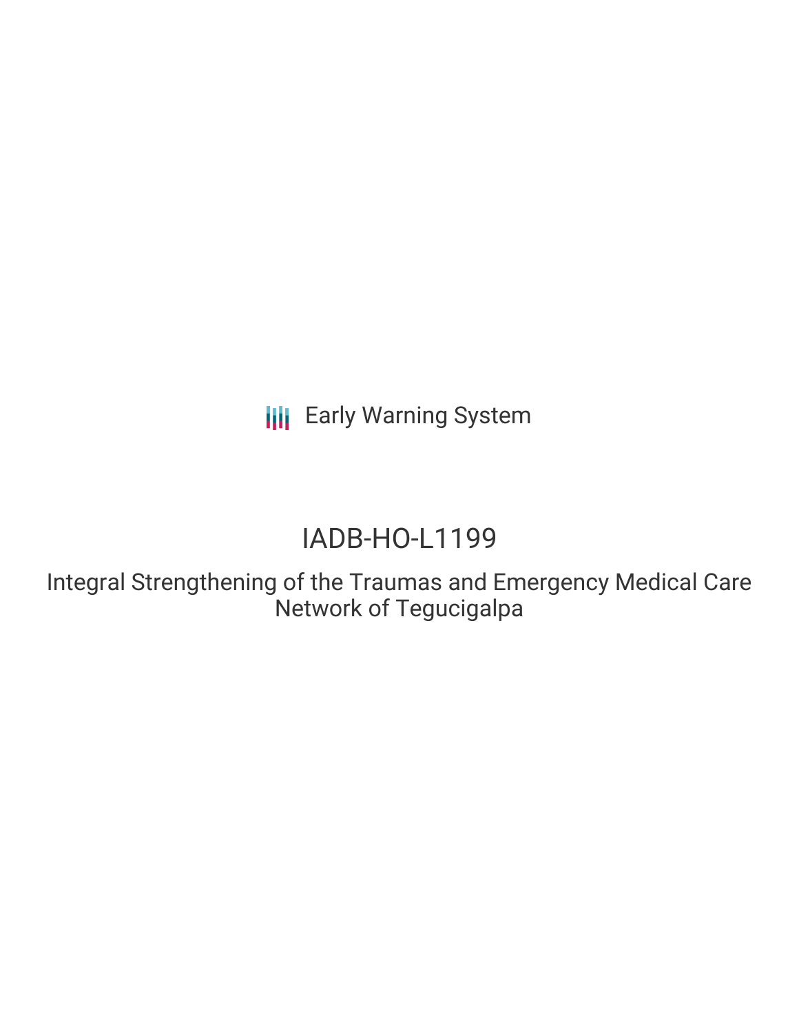Early Warning System

# IADB-HO-L1199

## Integral Strengthening of the Traumas and Emergency Medical Care Network of Tegucigalpa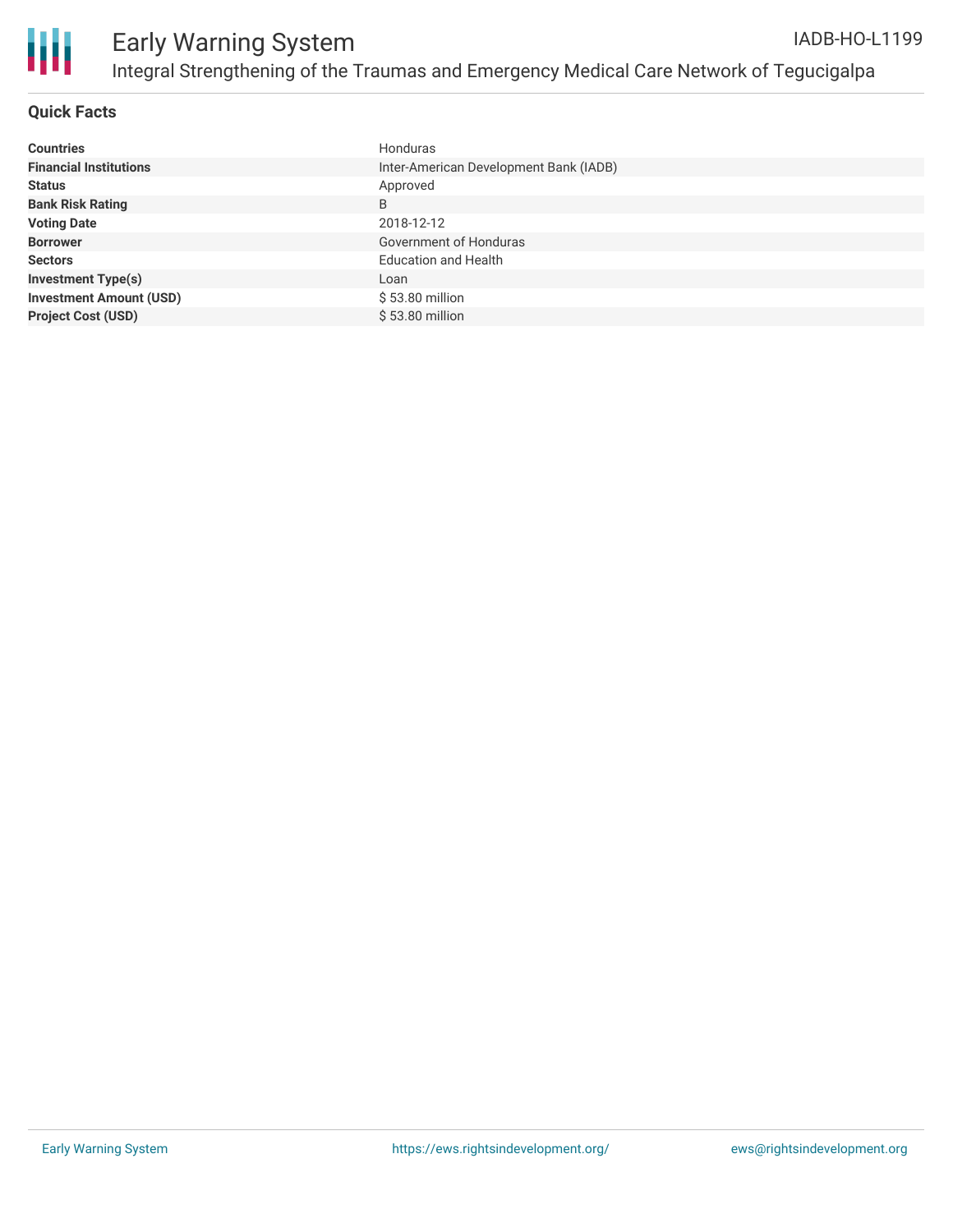# Early Warning System

## Integral Strengthening of the Traumas and Emergency Medical Care Network of Tegucigalpa

IADB-HO-L1199

### Quick Facts

| | |
|---|---|
| **Countries** | Honduras |
| **Financial Institutions** | Inter-American Development Bank (IADB) |
| **Status** | Approved |
| **Bank Risk Rating** | B |
| **Voting Date** | 2018-12-12 |
| **Borrower** | Government of Honduras |
| **Sectors** | Education and Health |
| **Investment Type(s)** | Loan |
| **Investment Amount (USD)** | $ 53.80 million |
| **Project Cost (USD)** | $ 53.80 million |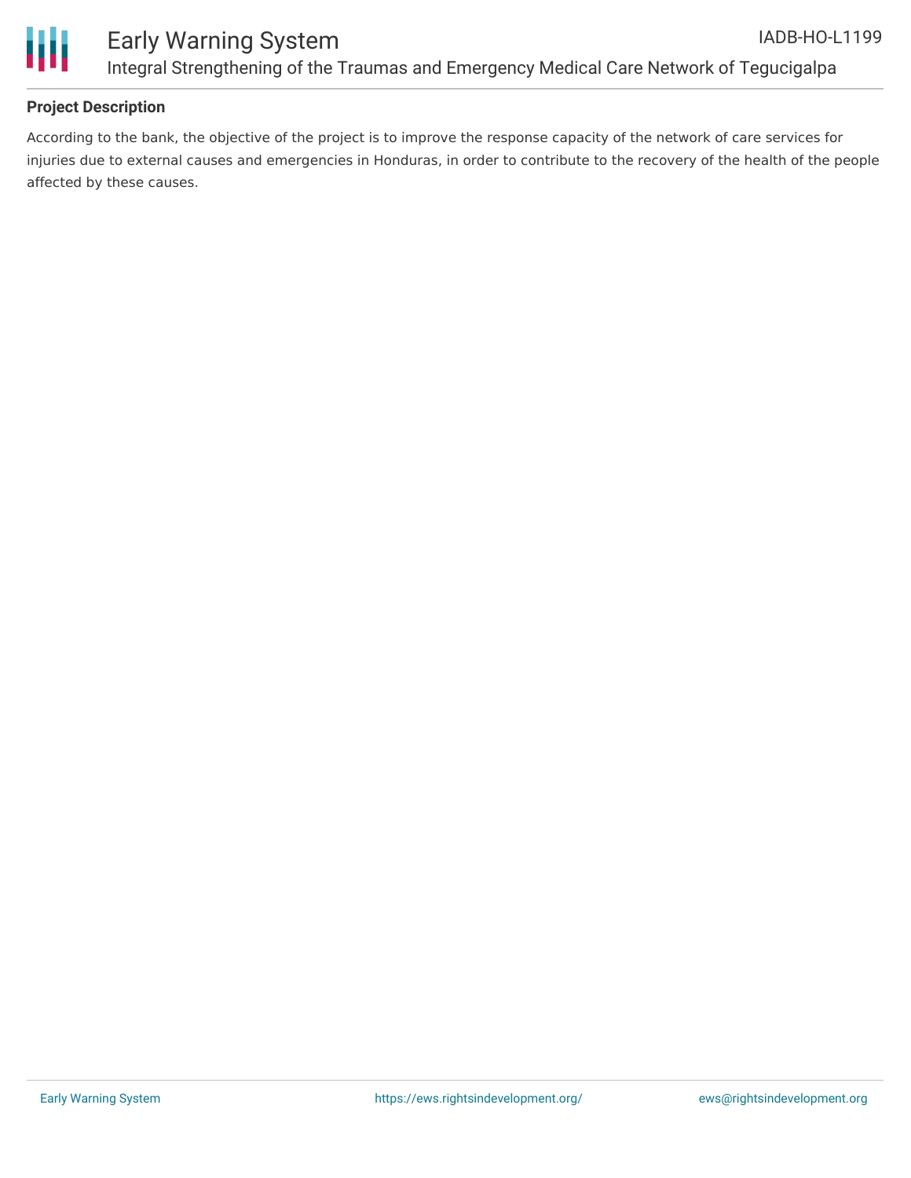## Project Description

According to the bank, the objective of the project is to improve the response capacity of the network of care services for injuries due to external causes and emergencies in Honduras, in order to contribute to the recovery of the health of the people affected by these causes.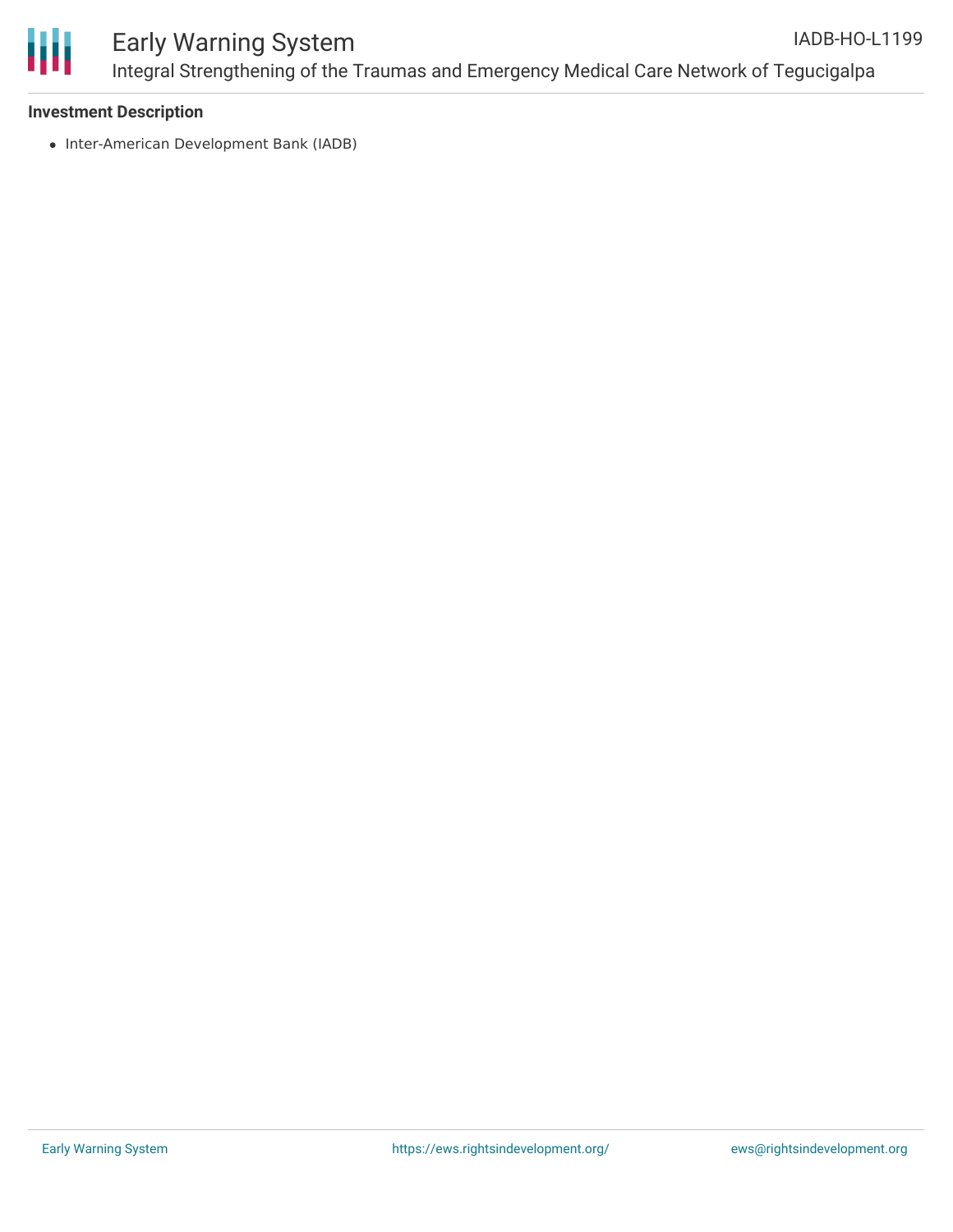**Investment Description**

- Inter-American Development Bank (IADB)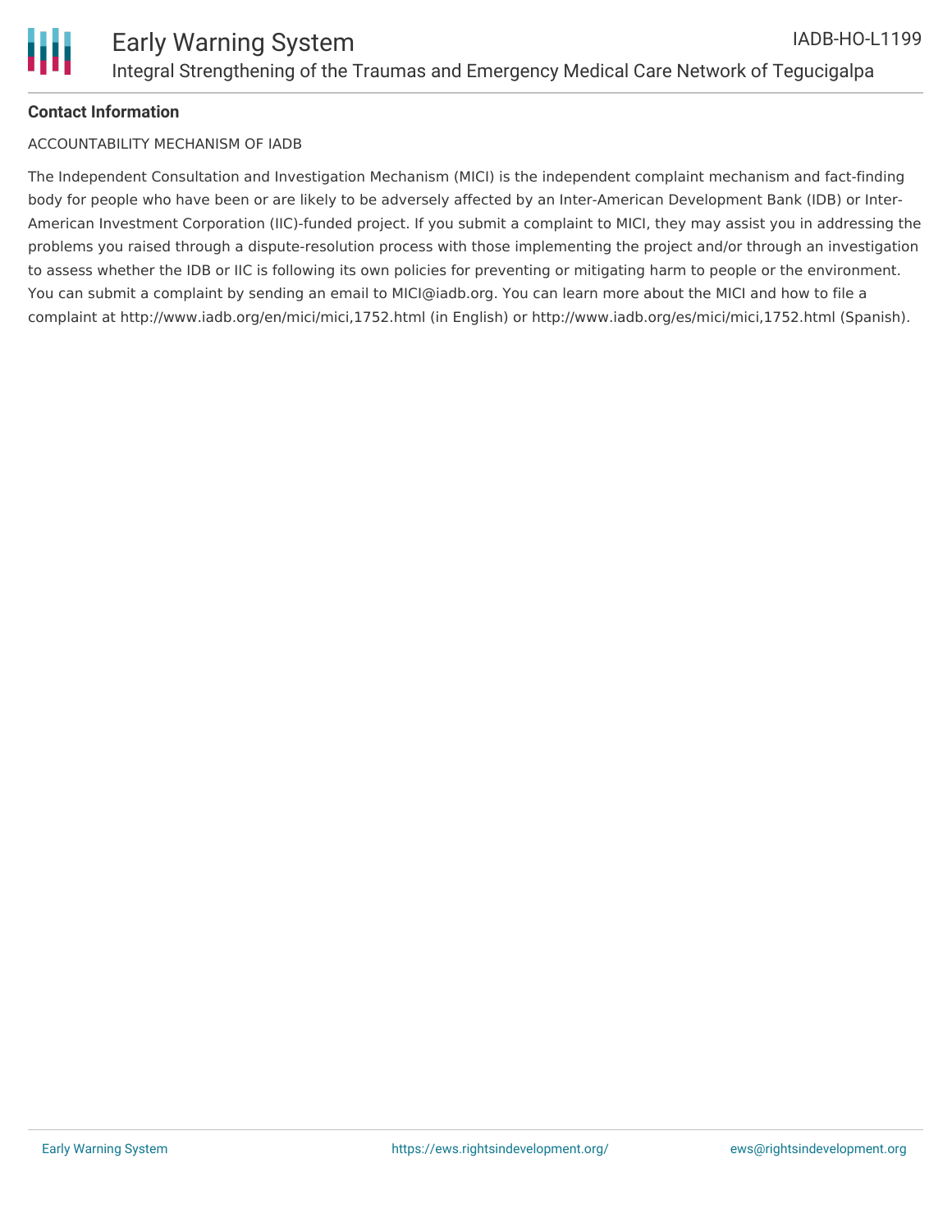**Contact Information**

ACCOUNTABILITY MECHANISM OF IADB

The Independent Consultation and Investigation Mechanism (MICI) is the independent complaint mechanism and fact-finding body for people who have been or are likely to be adversely affected by an Inter-American Development Bank (IDB) or Inter-American Investment Corporation (IIC)-funded project. If you submit a complaint to MICI, they may assist you in addressing the problems you raised through a dispute-resolution process with those implementing the project and/or through an investigation to assess whether the IDB or IIC is following its own policies for preventing or mitigating harm to people or the environment. You can submit a complaint by sending an email to MICI@iadb.org. You can learn more about the MICI and how to file a complaint at http://www.iadb.org/en/mici/mici,1752.html (in English) or http://www.iadb.org/es/mici/mici,1752.html (Spanish).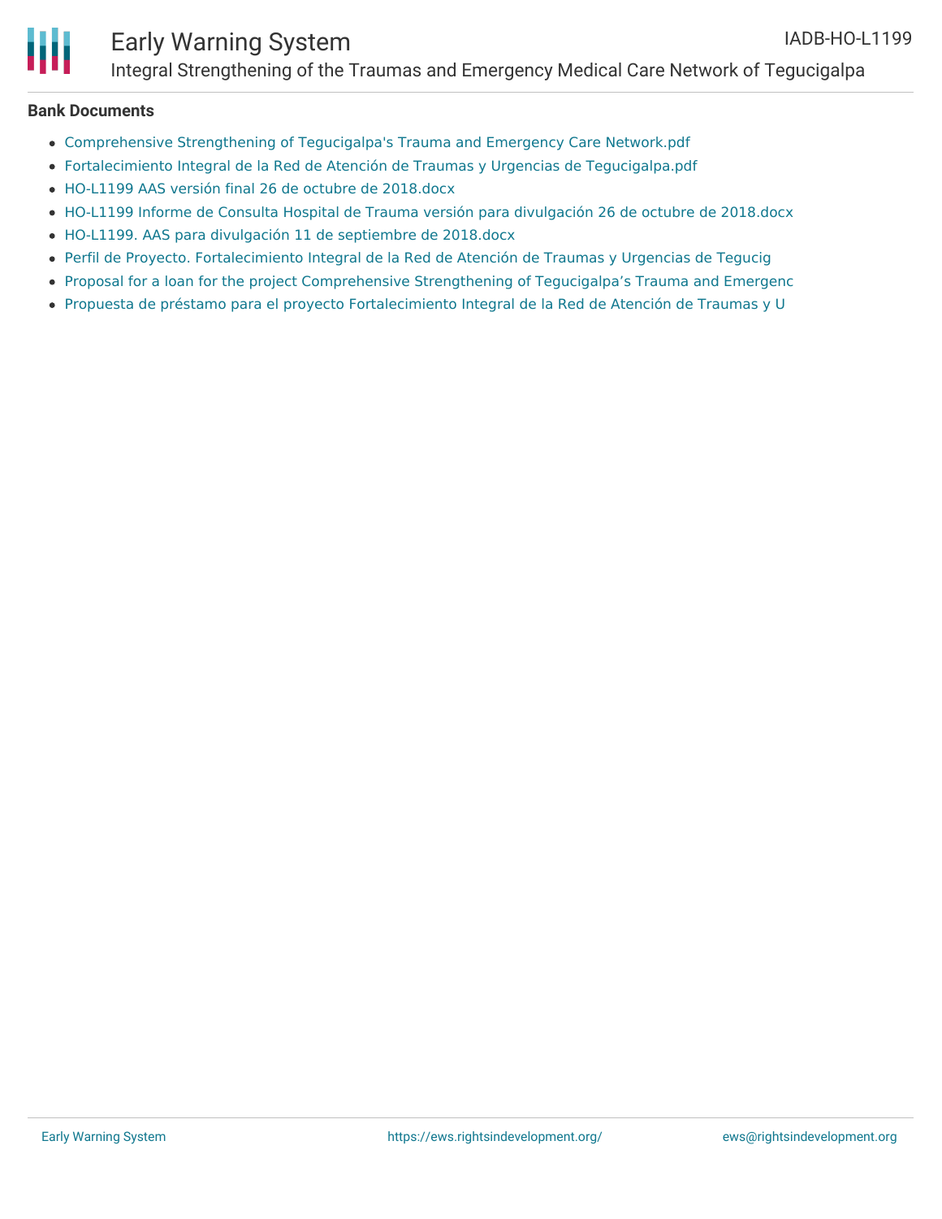## Bank Documents

- Comprehensive Strengthening of Tegucigalpa's Trauma and Emergency Care Network.pdf
- Fortalecimiento Integral de la Red de Atención de Traumas y Urgencias de Tegucigalpa.pdf
- HO-L1199 AAS versión final 26 de octubre de 2018.docx
- HO-L1199 Informe de Consulta Hospital de Trauma versión para divulgación 26 de octubre de 2018.docx
- HO-L1199. AAS para divulgación 11 de septiembre de 2018.docx
- Perfil de Proyecto. Fortalecimiento Integral de la Red de Atención de Traumas y Urgencias de Tegucig
- Proposal for a loan for the project Comprehensive Strengthening of Tegucigalpa's Trauma and Emergenc
- Propuesta de préstamo para el proyecto Fortalecimiento Integral de la Red de Atención de Traumas y U